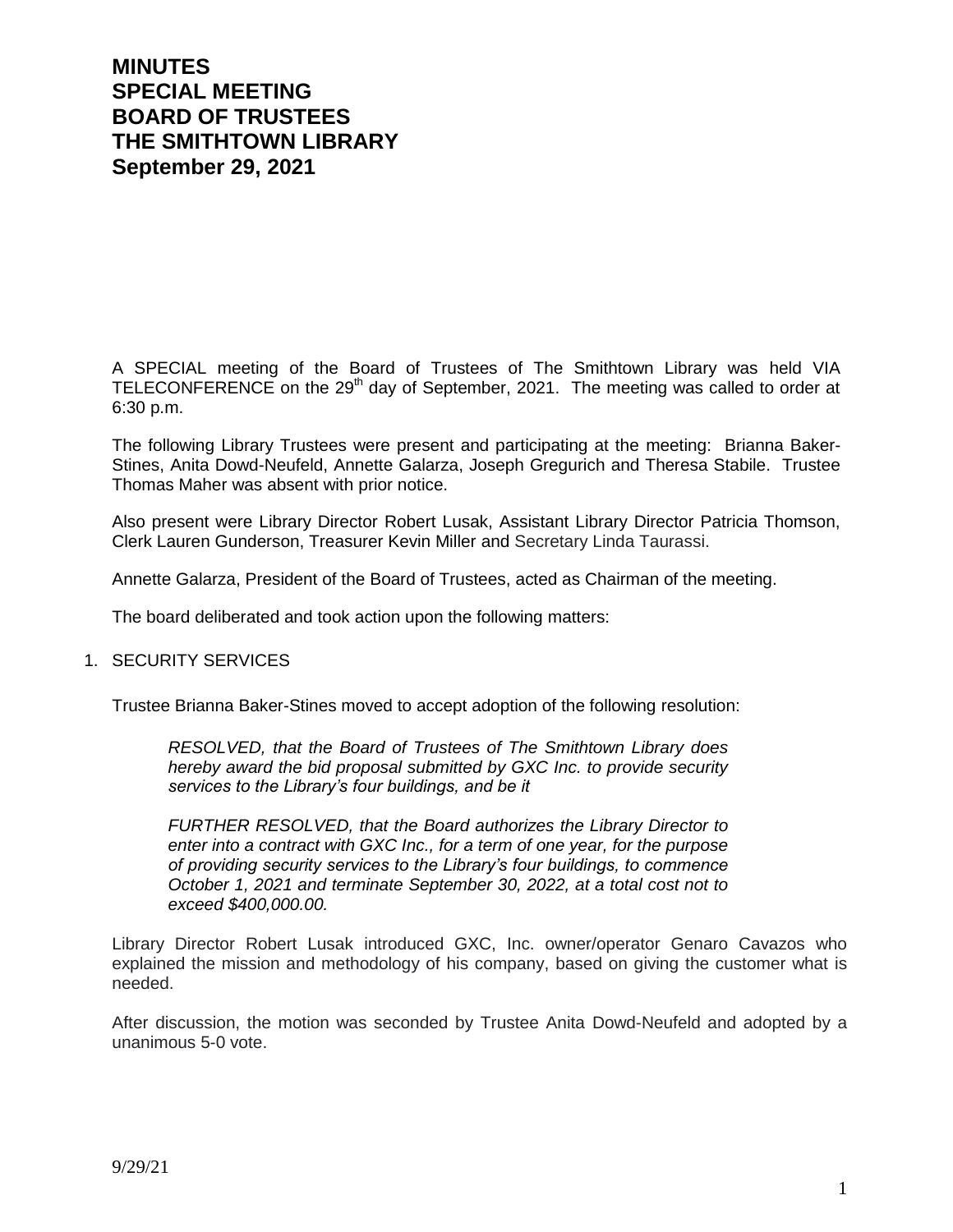# MINUTES
# SPECIAL MEETING
# BOARD OF TRUSTEES
# THE SMITHTOWN LIBRARY
# September 29, 2021

A SPECIAL meeting of the Board of Trustees of The Smithtown Library was held VIA TELECONFERENCE on the 29th day of September, 2021. The meeting was called to order at 6:30 p.m.

The following Library Trustees were present and participating at the meeting: Brianna Baker-Stines, Anita Dowd-Neufeld, Annette Galarza, Joseph Gregurich and Theresa Stabile. Trustee Thomas Maher was absent with prior notice.

Also present were Library Director Robert Lusak, Assistant Library Director Patricia Thomson, Clerk Lauren Gunderson, Treasurer Kevin Miller and Secretary Linda Taurassi.

Annette Galarza, President of the Board of Trustees, acted as Chairman of the meeting.

The board deliberated and took action upon the following matters:

1. SECURITY SERVICES

Trustee Brianna Baker-Stines moved to accept adoption of the following resolution:

> *RESOLVED, that the Board of Trustees of The Smithtown Library does hereby award the bid proposal submitted by GXC Inc. to provide security services to the Library's four buildings, and be it*
>
> *FURTHER RESOLVED, that the Board authorizes the Library Director to enter into a contract with GXC Inc., for a term of one year, for the purpose of providing security services to the Library's four buildings, to commence October 1, 2021 and terminate September 30, 2022, at a total cost not to exceed $400,000.00.*

Library Director Robert Lusak introduced GXC, Inc. owner/operator Genaro Cavazos who explained the mission and methodology of his company, based on giving the customer what is needed.

After discussion, the motion was seconded by Trustee Anita Dowd-Neufeld and adopted by a unanimous 5-0 vote.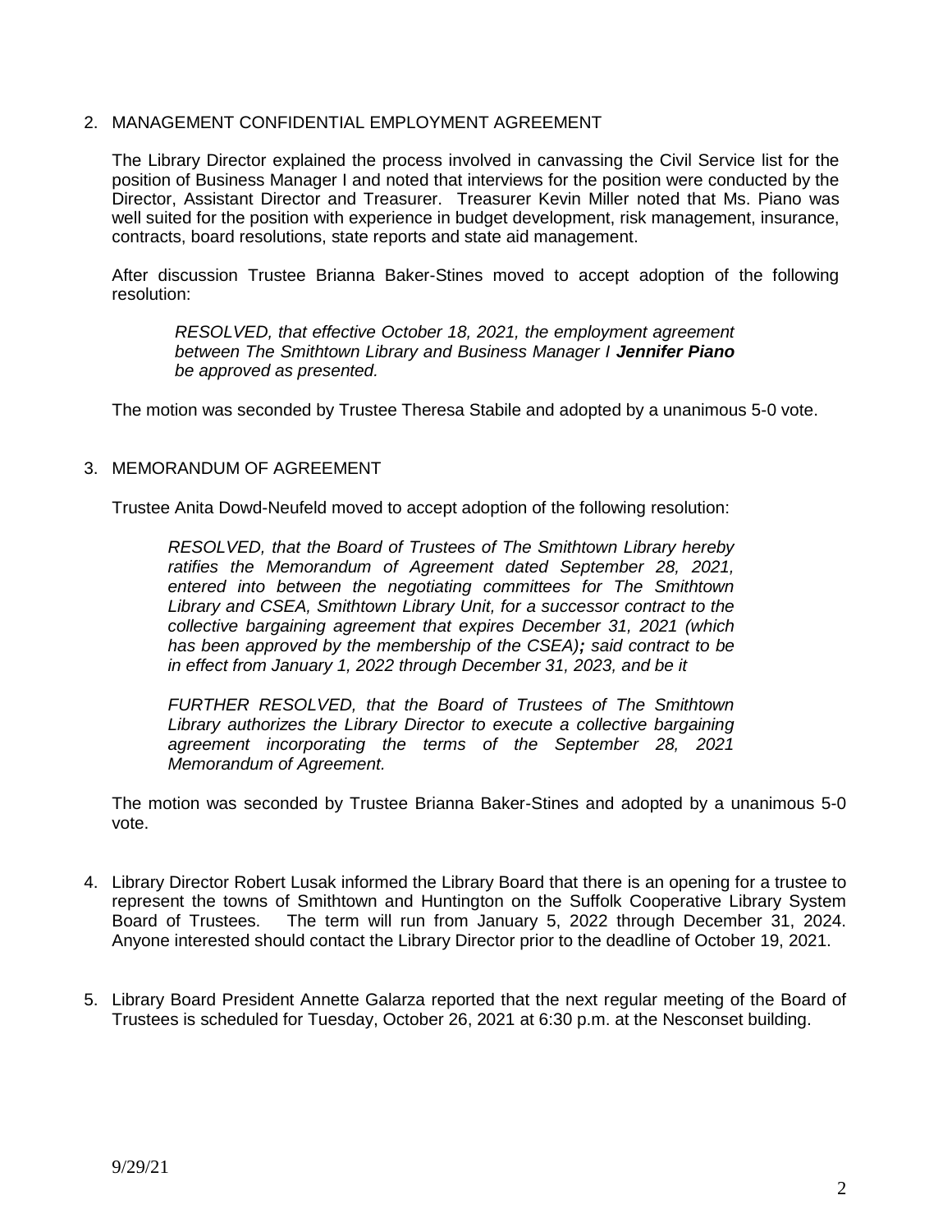2. MANAGEMENT CONFIDENTIAL EMPLOYMENT AGREEMENT

   The Library Director explained the process involved in canvassing the Civil Service list for the position of Business Manager I and noted that interviews for the position were conducted by the Director, Assistant Director and Treasurer. Treasurer Kevin Miller noted that Ms. Piano was well suited for the position with experience in budget development, risk management, insurance, contracts, board resolutions, state reports and state aid management.

   After discussion Trustee Brianna Baker-Stines moved to accept adoption of the following resolution:

   > *RESOLVED, that effective October 18, 2021, the employment agreement between The Smithtown Library and Business Manager I **Jennifer Piano** be approved as presented.*

   The motion was seconded by Trustee Theresa Stabile and adopted by a unanimous 5-0 vote.

3. MEMORANDUM OF AGREEMENT

   Trustee Anita Dowd-Neufeld moved to accept adoption of the following resolution:

   > *RESOLVED, that the Board of Trustees of The Smithtown Library hereby ratifies the Memorandum of Agreement dated September 28, 2021, entered into between the negotiating committees for The Smithtown Library and CSEA, Smithtown Library Unit, for a successor contract to the collective bargaining agreement that expires December 31, 2021 (which has been approved by the membership of the CSEA)**;** said contract to be in effect from January 1, 2022 through December 31, 2023, and be it*
   >
   > *FURTHER RESOLVED, that the Board of Trustees of The Smithtown Library authorizes the Library Director to execute a collective bargaining agreement incorporating the terms of the September 28, 2021 Memorandum of Agreement.*

   The motion was seconded by Trustee Brianna Baker-Stines and adopted by a unanimous 5-0 vote.

4. Library Director Robert Lusak informed the Library Board that there is an opening for a trustee to represent the towns of Smithtown and Huntington on the Suffolk Cooperative Library System Board of Trustees. The term will run from January 5, 2022 through December 31, 2024. Anyone interested should contact the Library Director prior to the deadline of October 19, 2021.

5. Library Board President Annette Galarza reported that the next regular meeting of the Board of Trustees is scheduled for Tuesday, October 26, 2021 at 6:30 p.m. at the Nesconset building.

9/29/21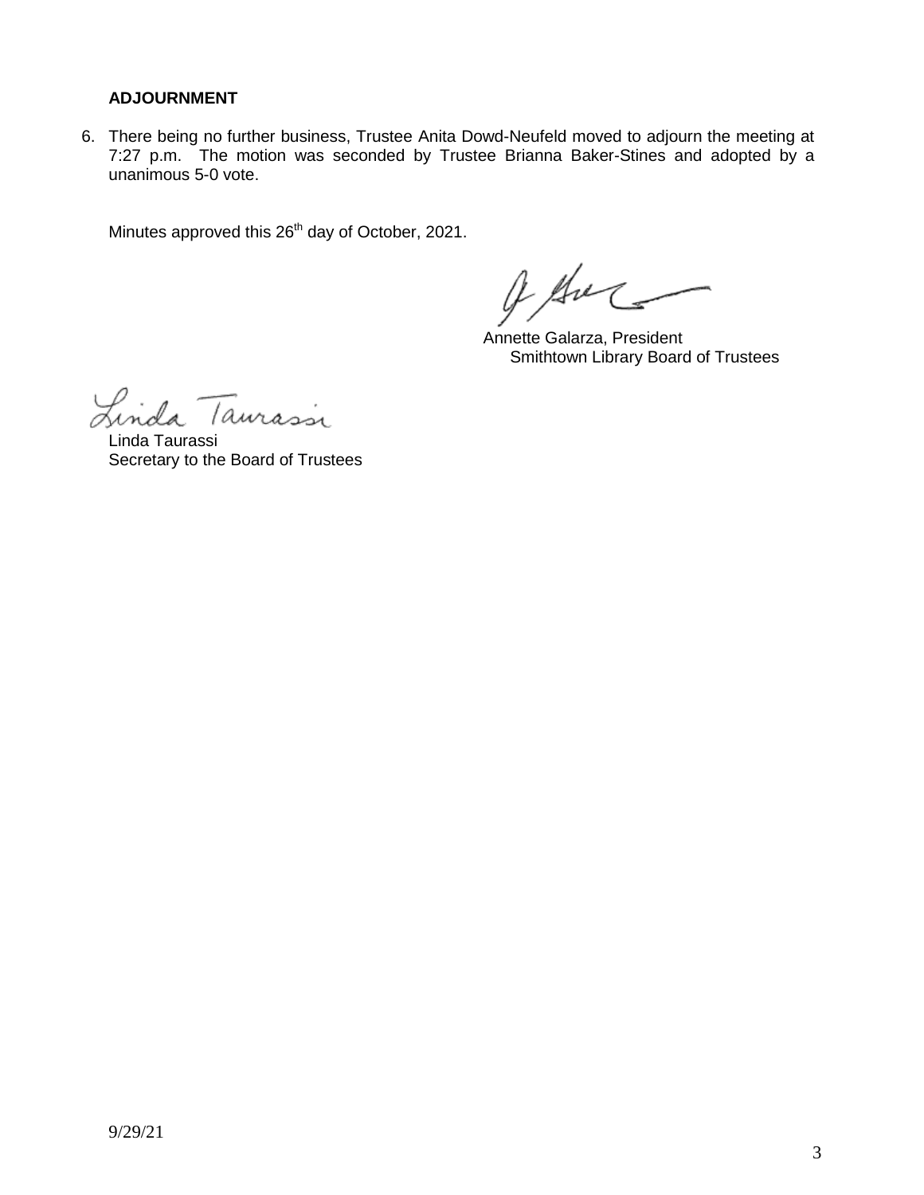**ADJOURNMENT**

6. There being no further business, Trustee Anita Dowd-Neufeld moved to adjourn the meeting at 7:27 p.m. The motion was seconded by Trustee Brianna Baker-Stines and adopted by a unanimous 5-0 vote.

Minutes approved this 26th day of October, 2021.

Annette Galarza, President
Smithtown Library Board of Trustees

Linda Taurassi
Secretary to the Board of Trustees

9/29/21